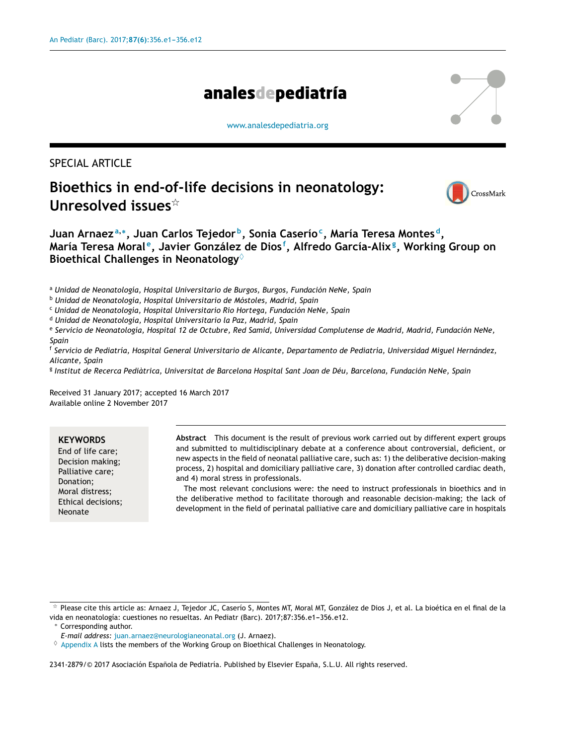SPECIAL ARTICLE

# Bioethics in end-of-life decisions in neonatology: Unresolved issues[☆]

Juan Arnaez[a,*], Juan Carlos Tejedor[b], Sonia Caserío[c], María Teresa Montes[d], María Teresa Moral[e], Javier González de Dios[f], Alfredo García-Alix[g], Working Group on Bioethical Challenges in Neonatology[◊]

[a] *Unidad de Neonatología, Hospital Universitario de Burgos, Burgos, Fundación NeNe, Spain*
[b] *Unidad de Neonatología, Hospital Universitario de Móstoles, Madrid, Spain*
[c] *Unidad de Neonatología, Hospital Universitario Rio Hortega, Fundación NeNe, Spain*
[d] *Unidad de Neonatología, Hospital Universitario la Paz, Madrid, Spain*
[e] *Servicio de Neonatología, Hospital 12 de Octubre, Red Samid, Universidad Complutense de Madrid, Madrid, Fundación NeNe, Spain*
[f] *Servicio de Pediatría, Hospital General Universitario de Alicante, Departamento de Pediatría, Universidad Miguel Hernández, Alicante, Spain*
[g] *Institut de Recerca Pediàtrica, Universitat de Barcelona Hospital Sant Joan de Déu, Barcelona, Fundación NeNe, Spain*

Received 31 January 2017; accepted 16 March 2017
Available online 2 November 2017

**KEYWORDS**
End of life care;
Decision making;
Palliative care;
Donation;
Moral distress;
Ethical decisions;
Neonate

**Abstract** This document is the result of previous work carried out by different expert groups and submitted to multidisciplinary debate at a conference about controversial, deficient, or new aspects in the field of neonatal palliative care, such as: 1) the deliberative decision-making process, 2) hospital and domiciliary palliative care, 3) donation after controlled cardiac death, and 4) moral stress in professionals.

The most relevant conclusions were: the need to instruct professionals in bioethics and in the deliberative method to facilitate thorough and reasonable decision-making; the lack of development in the field of perinatal palliative care and domiciliary palliative care in hospitals

---

☆ Please cite this article as: Arnaez J, Tejedor JC, Caserío S, Montes MT, Moral MT, González de Dios J, et al. La bioética en el final de la vida en neonatología: cuestiones no resueltas. An Pediatr (Barc). 2017;87:356.e1-356.e12.

\* Corresponding author.
*E-mail address:* juan.arnaez@neurologianeonatal.org (J. Arnaez).

◊ Appendix A lists the members of the Working Group on Bioethical Challenges in Neonatology.

2341-2879/© 2017 Asociación Española de Pediatría. Published by Elsevier España, S.L.U. All rights reserved.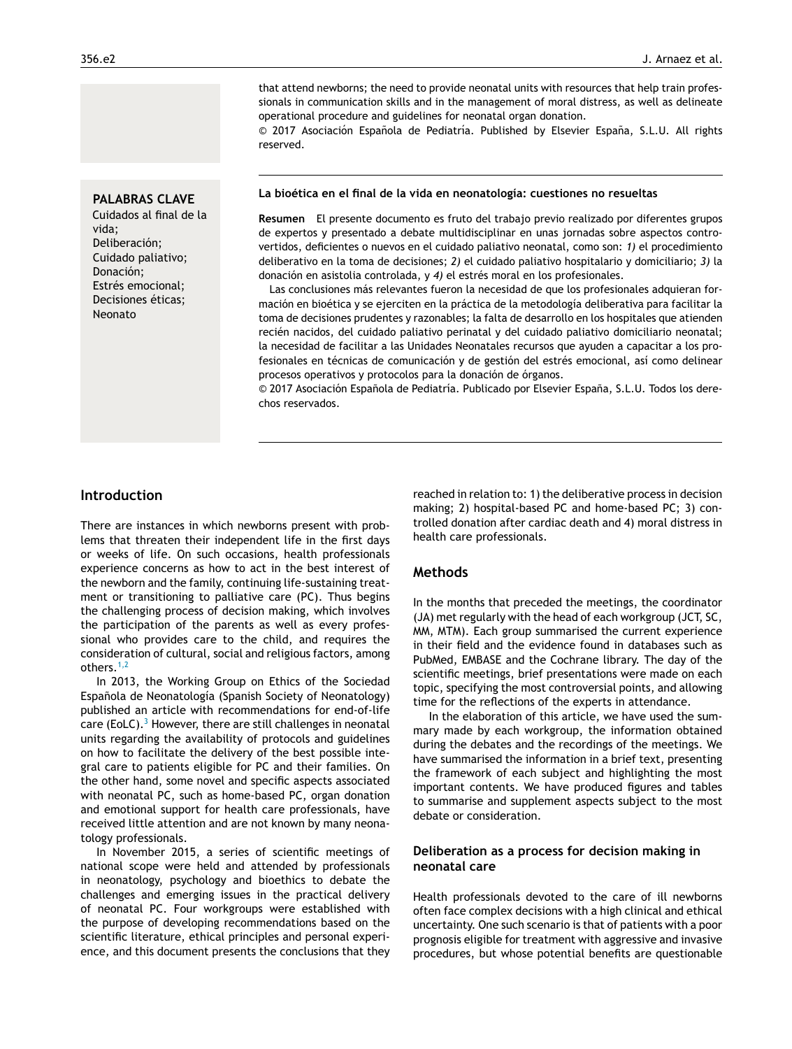that attend newborns; the need to provide neonatal units with resources that help train professionals in communication skills and in the management of moral distress, as well as delineate operational procedure and guidelines for neonatal organ donation.

© 2017 Asociación Española de Pediatría. Published by Elsevier España, S.L.U. All rights reserved.

**PALABRAS CLAVE**

Cuidados al final de la vida;
Deliberación;
Cuidado paliativo;
Donación;
Estrés emocional;
Decisiones éticas;
Neonato

**La bioética en el final de la vida en neonatología: cuestiones no resueltas**

**Resumen** El presente documento es fruto del trabajo previo realizado por diferentes grupos de expertos y presentado a debate multidisciplinar en unas jornadas sobre aspectos controvertidos, deficientes o nuevos en el cuidado paliativo neonatal, como son: *1)* el procedimiento deliberativo en la toma de decisiones; *2)* el cuidado paliativo hospitalario y domiciliario; *3)* la donación en asistolia controlada, y *4)* el estrés moral en los profesionales.

Las conclusiones más relevantes fueron la necesidad de que los profesionales adquieran formación en bioética y se ejerciten en la práctica de la metodología deliberativa para facilitar la toma de decisiones prudentes y razonables; la falta de desarrollo en los hospitales que atienden recién nacidos, del cuidado paliativo perinatal y del cuidado paliativo domiciliario neonatal; la necesidad de facilitar a las Unidades Neonatales recursos que ayuden a capacitar a los profesionales en técnicas de comunicación y de gestión del estrés emocional, así como delinear procesos operativos y protocolos para la donación de órganos.

© 2017 Asociación Española de Pediatría. Publicado por Elsevier España, S.L.U. Todos los derechos reservados.

## Introduction

There are instances in which newborns present with problems that threaten their independent life in the first days or weeks of life. On such occasions, health professionals experience concerns as how to act in the best interest of the newborn and the family, continuing life-sustaining treatment or transitioning to palliative care (PC). Thus begins the challenging process of decision making, which involves the participation of the parents as well as every professional who provides care to the child, and requires the consideration of cultural, social and religious factors, among others.[1,2]

In 2013, the Working Group on Ethics of the Sociedad Española de Neonatología (Spanish Society of Neonatology) published an article with recommendations for end-of-life care (EoLC).[3] However, there are still challenges in neonatal units regarding the availability of protocols and guidelines on how to facilitate the delivery of the best possible integral care to patients eligible for PC and their families. On the other hand, some novel and specific aspects associated with neonatal PC, such as home-based PC, organ donation and emotional support for health care professionals, have received little attention and are not known by many neonatology professionals.

In November 2015, a series of scientific meetings of national scope were held and attended by professionals in neonatology, psychology and bioethics to debate the challenges and emerging issues in the practical delivery of neonatal PC. Four workgroups were established with the purpose of developing recommendations based on the scientific literature, ethical principles and personal experience, and this document presents the conclusions that they reached in relation to: 1) the deliberative process in decision making; 2) hospital-based PC and home-based PC; 3) controlled donation after cardiac death and 4) moral distress in health care professionals.

## Methods

In the months that preceded the meetings, the coordinator (JA) met regularly with the head of each workgroup (JCT, SC, MM, MTM). Each group summarised the current experience in their field and the evidence found in databases such as PubMed, EMBASE and the Cochrane library. The day of the scientific meetings, brief presentations were made on each topic, specifying the most controversial points, and allowing time for the reflections of the experts in attendance.

In the elaboration of this article, we have used the summary made by each workgroup, the information obtained during the debates and the recordings of the meetings. We have summarised the information in a brief text, presenting the framework of each subject and highlighting the most important contents. We have produced figures and tables to summarise and supplement aspects subject to the most debate or consideration.

### Deliberation as a process for decision making in neonatal care

Health professionals devoted to the care of ill newborns often face complex decisions with a high clinical and ethical uncertainty. One such scenario is that of patients with a poor prognosis eligible for treatment with aggressive and invasive procedures, but whose potential benefits are questionable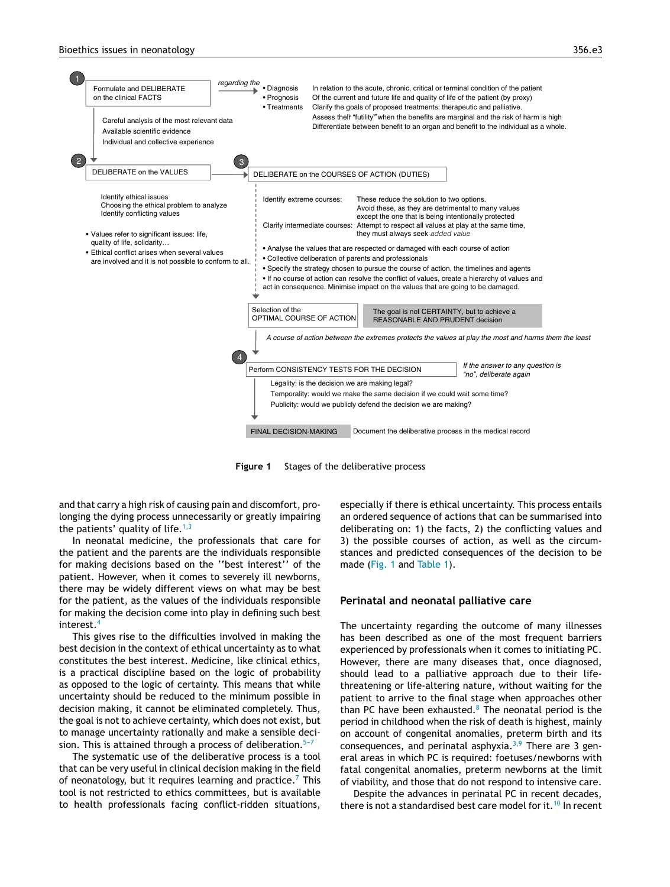1 Formulate and DELIBERATE on the clinical FACTS

*regarding the*

- Diagnosis — In relation to the acute, chronic, critical or terminal condition of the patient
- Prognosis — Of the current and future life and quality of life of the patient (by proxy)
- Treatments — Clarify the goals of proposed treatments: therapeutic and palliative. Assess their "futility" when the benefits are marginal and the risk of harm is high. Differentiate between benefit to an organ and benefit to the individual as a whole.

Careful analysis of the most relevant data
Available scientific evidence
Individual and collective experience

2 DELIBERATE on the VALUES

Identify ethical issues
Choosing the ethical problem to analyze
Identify conflicting values

- Values refer to significant issues: life, quality of life, solidarity…
- Ethical conflict arises when several values are involved and it is not possible to conform to all.

3 DELIBERATE on the COURSES OF ACTION (DUTIES)

Identify extreme courses: These reduce the solution to two options. Avoid these, as they are detrimental to many values except the one that is being intentionally protected

Clarify intermediate courses: Attempt to respect all values at play at the same time, they must always seek *added value*

- Analyse the values that are respected or damaged with each course of action
- Collective deliberation of parents and professionals
- Specify the strategy chosen to pursue the course of action, the timelines and agents
- If no course of action can resolve the conflict of values, create a hierarchy of values and act in consequence. Minimise impact on the values that are going to be damaged.

Selection of the OPTIMAL COURSE OF ACTION — The goal is not CERTAINTY, but to achieve a REASONABLE AND PRUDENT decision

*A course of action between the extremes protects the values at play the most and harms them the least*

4 Perform CONSISTENCY TESTS FOR THE DECISION — *If the answer to any question is "no", deliberate again*

Legality: is the decision we are making legal?
Temporality: would we make the same decision if we could wait some time?
Publicity: would we publicly defend the decision we are making?

FINAL DECISION-MAKING — Document the deliberative process in the medical record

**Figure 1** Stages of the deliberative process

and that carry a high risk of causing pain and discomfort, prolonging the dying process unnecessarily or greatly impairing the patients' quality of life.[1,3]

In neonatal medicine, the professionals that care for the patient and the parents are the individuals responsible for making decisions based on the ''best interest'' of the patient. However, when it comes to severely ill newborns, there may be widely different views on what may be best for the patient, as the values of the individuals responsible for making the decision come into play in defining such best interest.[4]

This gives rise to the difficulties involved in making the best decision in the context of ethical uncertainty as to what constitutes the best interest. Medicine, like clinical ethics, is a practical discipline based on the logic of probability as opposed to the logic of certainty. This means that while uncertainty should be reduced to the minimum possible in decision making, it cannot be eliminated completely. Thus, the goal is not to achieve certainty, which does not exist, but to manage uncertainty rationally and make a sensible decision. This is attained through a process of deliberation.[5–7]

The systematic use of the deliberative process is a tool that can be very useful in clinical decision making in the field of neonatology, but it requires learning and practice.[7] This tool is not restricted to ethics committees, but is available to health professionals facing conflict-ridden situations, especially if there is ethical uncertainty. This process entails an ordered sequence of actions that can be summarised into deliberating on: 1) the facts, 2) the conflicting values and 3) the possible courses of action, as well as the circumstances and predicted consequences of the decision to be made (Fig. 1 and Table 1).

## Perinatal and neonatal palliative care

The uncertainty regarding the outcome of many illnesses has been described as one of the most frequent barriers experienced by professionals when it comes to initiating PC. However, there are many diseases that, once diagnosed, should lead to a palliative approach due to their life-threatening or life-altering nature, without waiting for the patient to arrive to the final stage when approaches other than PC have been exhausted.[8] The neonatal period is the period in childhood when the risk of death is highest, mainly on account of congenital anomalies, preterm birth and its consequences, and perinatal asphyxia.[3,9] There are 3 general areas in which PC is required: foetuses/newborns with fatal congenital anomalies, preterm newborns at the limit of viability, and those that do not respond to intensive care.

Despite the advances in perinatal PC in recent decades, there is not a standardised best care model for it.[10] In recent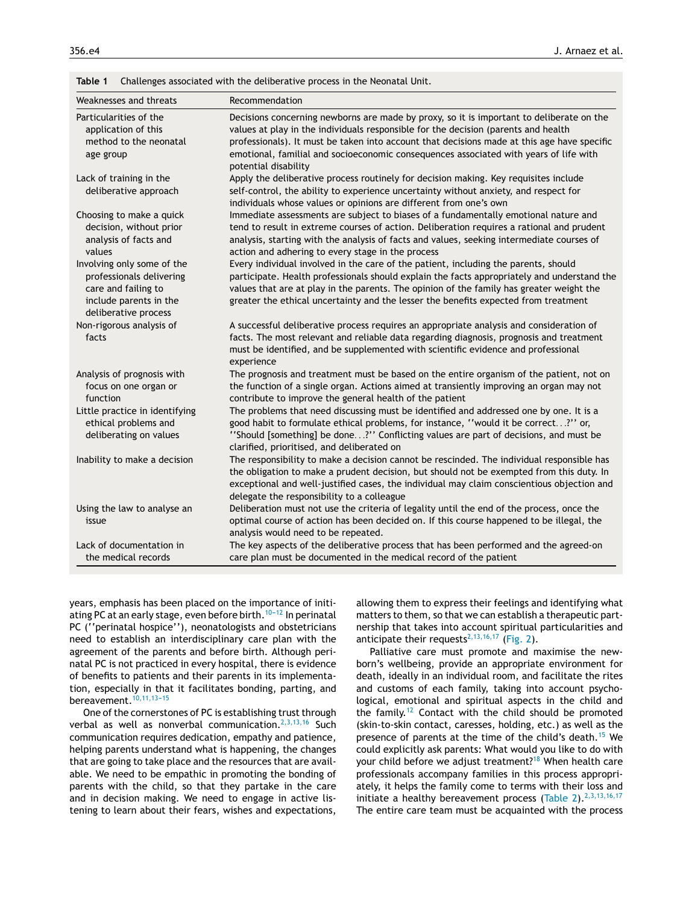**Table 1** Challenges associated with the deliberative process in the Neonatal Unit.

| Weaknesses and threats | Recommendation |
|---|---|
| Particularities of the application of this method to the neonatal age group | Decisions concerning newborns are made by proxy, so it is important to deliberate on the values at play in the individuals responsible for the decision (parents and health professionals). It must be taken into account that decisions made at this age have specific emotional, familial and socioeconomic consequences associated with years of life with potential disability |
| Lack of training in the deliberative approach | Apply the deliberative process routinely for decision making. Key requisites include self-control, the ability to experience uncertainty without anxiety, and respect for individuals whose values or opinions are different from one's own |
| Choosing to make a quick decision, without prior analysis of facts and values | Immediate assessments are subject to biases of a fundamentally emotional nature and tend to result in extreme courses of action. Deliberation requires a rational and prudent analysis, starting with the analysis of facts and values, seeking intermediate courses of action and adhering to every stage in the process |
| Involving only some of the professionals delivering care and failing to include parents in the deliberative process | Every individual involved in the care of the patient, including the parents, should participate. Health professionals should explain the facts appropriately and understand the values that are at play in the parents. The opinion of the family has greater weight the greater the ethical uncertainty and the lesser the benefits expected from treatment |
| Non-rigorous analysis of facts | A successful deliberative process requires an appropriate analysis and consideration of facts. The most relevant and reliable data regarding diagnosis, prognosis and treatment must be identified, and be supplemented with scientific evidence and professional experience |
| Analysis of prognosis with focus on one organ or function | The prognosis and treatment must be based on the entire organism of the patient, not on the function of a single organ. Actions aimed at transiently improving an organ may not contribute to improve the general health of the patient |
| Little practice in identifying ethical problems and deliberating on values | The problems that need discussing must be identified and addressed one by one. It is a good habit to formulate ethical problems, for instance, ''would it be correct...?'' or, ''Should [something] be done...?'' Conflicting values are part of decisions, and must be clarified, prioritised, and deliberated on |
| Inability to make a decision | The responsibility to make a decision cannot be rescinded. The individual responsible has the obligation to make a prudent decision, but should not be exempted from this duty. In exceptional and well-justified cases, the individual may claim conscientious objection and delegate the responsibility to a colleague |
| Using the law to analyse an issue | Deliberation must not use the criteria of legality until the end of the process, once the optimal course of action has been decided on. If this course happened to be illegal, the analysis would need to be repeated. |
| Lack of documentation in the medical records | The key aspects of the deliberative process that has been performed and the agreed-on care plan must be documented in the medical record of the patient |

years, emphasis has been placed on the importance of initiating PC at an early stage, even before birth.[10–12] In perinatal PC (''perinatal hospice''), neonatologists and obstetricians need to establish an interdisciplinary care plan with the agreement of the parents and before birth. Although perinatal PC is not practiced in every hospital, there is evidence of benefits to patients and their parents in its implementation, especially in that it facilitates bonding, parting, and bereavement.[10,11,13–15]

One of the cornerstones of PC is establishing trust through verbal as well as nonverbal communication.[2,3,13,16] Such communication requires dedication, empathy and patience, helping parents understand what is happening, the changes that are going to take place and the resources that are available. We need to be empathic in promoting the bonding of parents with the child, so that they partake in the care and in decision making. We need to engage in active listening to learn about their fears, wishes and expectations, allowing them to express their feelings and identifying what matters to them, so that we can establish a therapeutic partnership that takes into account spiritual particularities and anticipate their requests[2,13,16,17] (Fig. 2).

Palliative care must promote and maximise the newborn's wellbeing, provide an appropriate environment for death, ideally in an individual room, and facilitate the rites and customs of each family, taking into account psychological, emotional and spiritual aspects in the child and the family.[12] Contact with the child should be promoted (skin-to-skin contact, caresses, holding, etc.) as well as the presence of parents at the time of the child's death.[15] We could explicitly ask parents: What would you like to do with your child before we adjust treatment?[18] When health care professionals accompany families in this process appropriately, it helps the family come to terms with their loss and initiate a healthy bereavement process (Table 2).[2,3,13,16,17] The entire care team must be acquainted with the process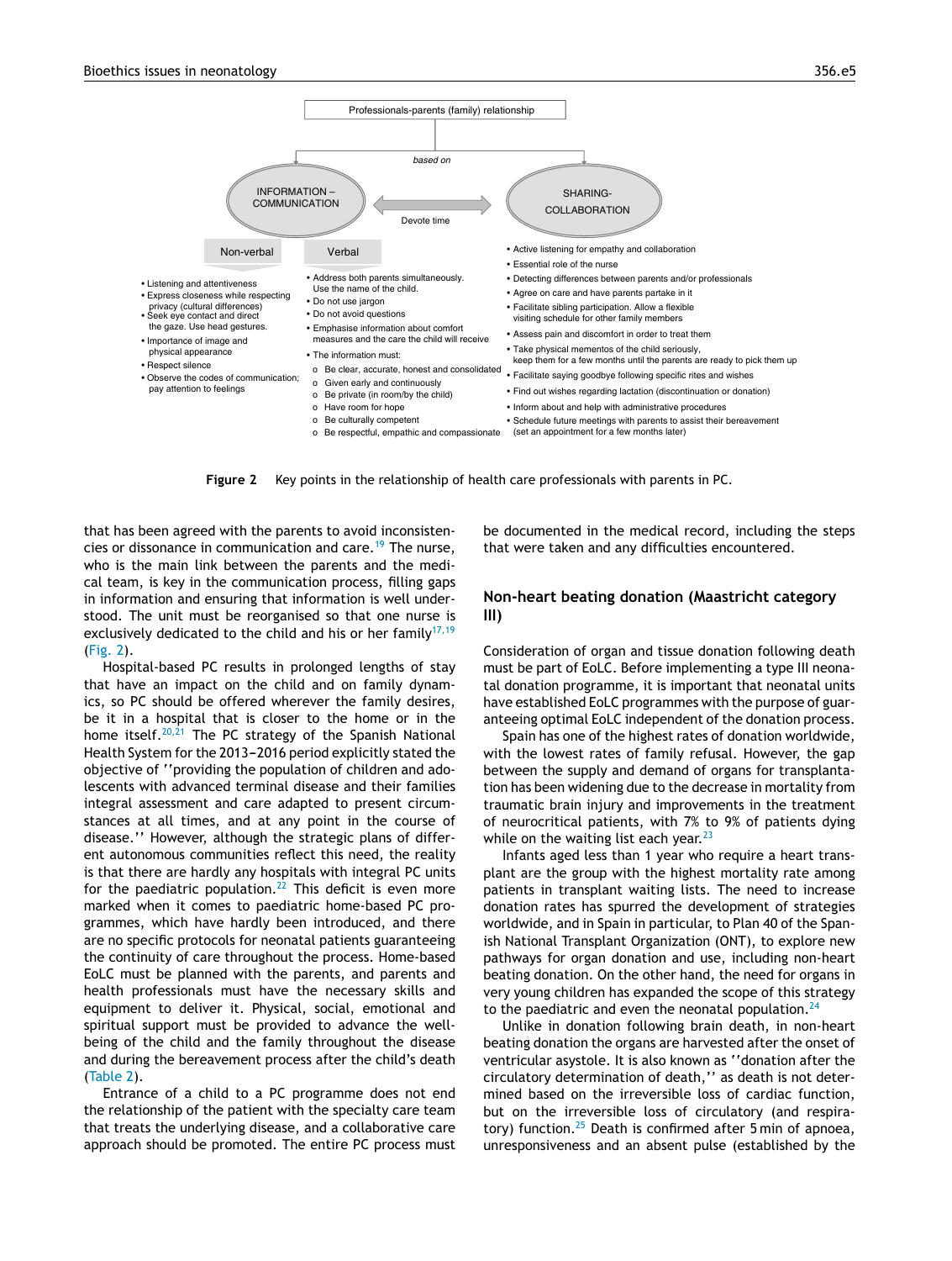Professionals-parents (family) relationship

based on

INFORMATION – COMMUNICATION

Devote time

SHARING-COLLABORATION

Non-verbal

- Listening and attentiveness
- Express closeness while respecting privacy (cultural differences)
- Seek eye contact and direct the gaze. Use head gestures.
- Importance of image and physical appearance
- Respect silence
- Observe the codes of communication; pay attention to feelings

Verbal

- Address both parents simultaneously. Use the name of the child.
- Do not use jargon
- Do not avoid questions
- Emphasise information about comfort measures and the care the child will receive
- The information must:
  - Be clear, accurate, honest and consolidated
  - Given early and continuously
  - Be private (in room/by the child)
  - Have room for hope
  - Be culturally competent
  - Be respectful, empathic and compassionate

- Active listening for empathy and collaboration
- Essential role of the nurse
- Detecting differences between parents and/or professionals
- Agree on care and have parents partake in it
- Facilitate sibling participation. Allow a flexible visiting schedule for other family members
- Assess pain and discomfort in order to treat them
- Take physical mementos of the child seriously, keep them for a few months until the parents are ready to pick them up
- Facilitate saying goodbye following specific rites and wishes
- Find out wishes regarding lactation (discontinuation or donation)
- Inform about and help with administrative procedures
- Schedule future meetings with parents to assist their bereavement (set an appointment for a few months later)

**Figure 2** Key points in the relationship of health care professionals with parents in PC.

that has been agreed with the parents to avoid inconsistencies or dissonance in communication and care.[19] The nurse, who is the main link between the parents and the medical team, is key in the communication process, filling gaps in information and ensuring that information is well understood. The unit must be reorganised so that one nurse is exclusively dedicated to the child and his or her family[17,19] (Fig. 2).

Hospital-based PC results in prolonged lengths of stay that have an impact on the child and on family dynamics, so PC should be offered wherever the family desires, be it in a hospital that is closer to the home or in the home itself.[20,21] The PC strategy of the Spanish National Health System for the 2013–2016 period explicitly stated the objective of ''providing the population of children and adolescents with advanced terminal disease and their families integral assessment and care adapted to present circumstances at all times, and at any point in the course of disease.'' However, although the strategic plans of different autonomous communities reflect this need, the reality is that there are hardly any hospitals with integral PC units for the paediatric population.[22] This deficit is even more marked when it comes to paediatric home-based PC programmes, which have hardly been introduced, and there are no specific protocols for neonatal patients guaranteeing the continuity of care throughout the process. Home-based EoLC must be planned with the parents, and parents and health professionals must have the necessary skills and equipment to deliver it. Physical, social, emotional and spiritual support must be provided to advance the well-being of the child and the family throughout the disease and during the bereavement process after the child's death (Table 2).

Entrance of a child to a PC programme does not end the relationship of the patient with the specialty care team that treats the underlying disease, and a collaborative care approach should be promoted. The entire PC process must be documented in the medical record, including the steps that were taken and any difficulties encountered.

## Non-heart beating donation (Maastricht category III)

Consideration of organ and tissue donation following death must be part of EoLC. Before implementing a type III neonatal donation programme, it is important that neonatal units have established EoLC programmes with the purpose of guaranteeing optimal EoLC independent of the donation process.

Spain has one of the highest rates of donation worldwide, with the lowest rates of family refusal. However, the gap between the supply and demand of organs for transplantation has been widening due to the decrease in mortality from traumatic brain injury and improvements in the treatment of neurocritical patients, with 7% to 9% of patients dying while on the waiting list each year.[23]

Infants aged less than 1 year who require a heart transplant are the group with the highest mortality rate among patients in transplant waiting lists. The need to increase donation rates has spurred the development of strategies worldwide, and in Spain in particular, to Plan 40 of the Spanish National Transplant Organization (ONT), to explore new pathways for organ donation and use, including non-heart beating donation. On the other hand, the need for organs in very young children has expanded the scope of this strategy to the paediatric and even the neonatal population.[24]

Unlike in donation following brain death, in non-heart beating donation the organs are harvested after the onset of ventricular asystole. It is also known as ''donation after the circulatory determination of death,'' as death is not determined based on the irreversible loss of cardiac function, but on the irreversible loss of circulatory (and respiratory) function.[25] Death is confirmed after 5 min of apnoea, unresponsiveness and an absent pulse (established by the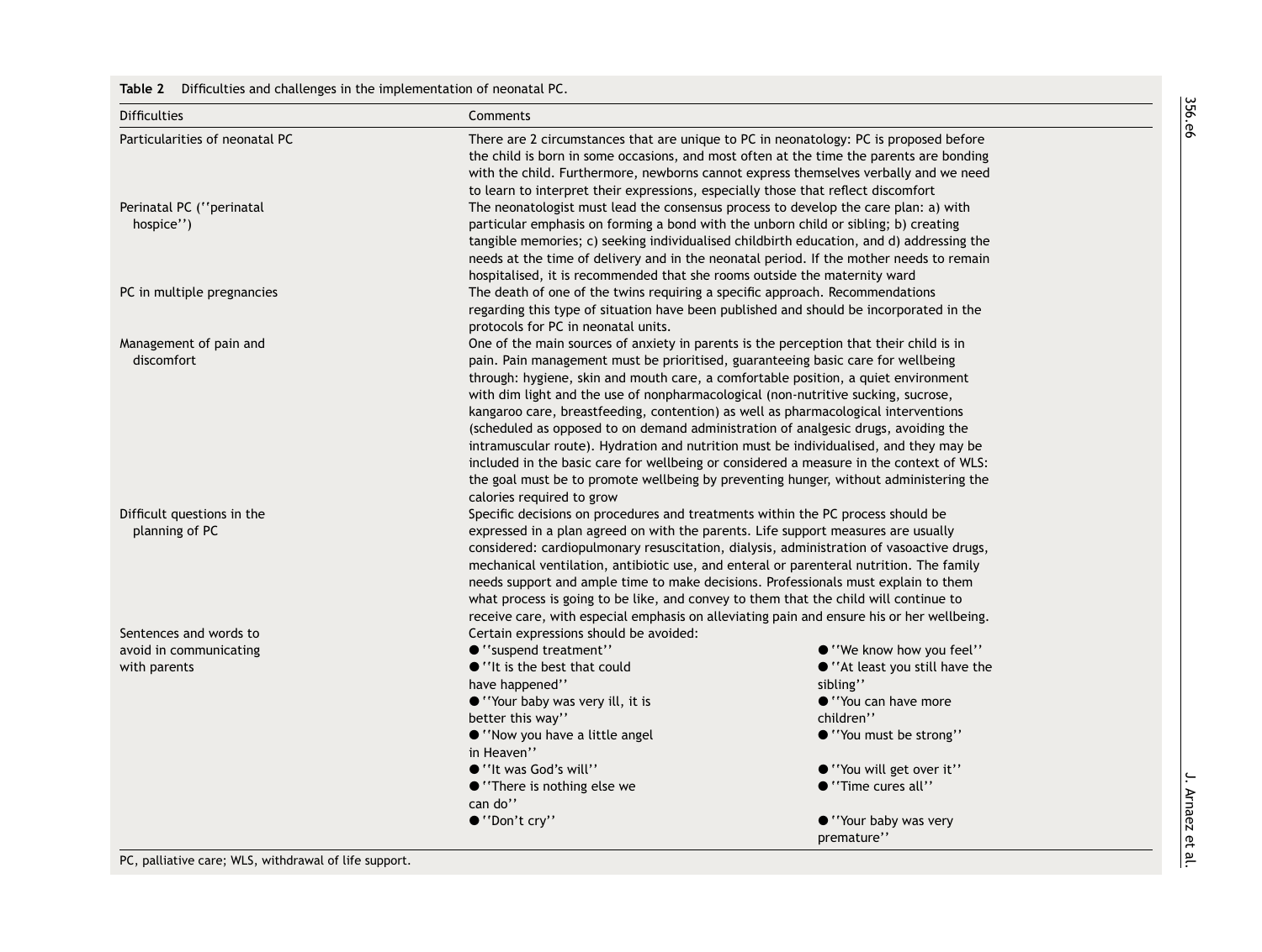**Table 2** Difficulties and challenges in the implementation of neonatal PC.

| Difficulties | Comments |
|---|---|
| Particularities of neonatal PC | There are 2 circumstances that are unique to PC in neonatology: PC is proposed before the child is born in some occasions, and most often at the time the parents are bonding with the child. Furthermore, newborns cannot express themselves verbally and we need to learn to interpret their expressions, especially those that reflect discomfort |
| Perinatal PC (''perinatal hospice'') | The neonatologist must lead the consensus process to develop the care plan: a) with particular emphasis on forming a bond with the unborn child or sibling; b) creating tangible memories; c) seeking individualised childbirth education, and d) addressing the needs at the time of delivery and in the neonatal period. If the mother needs to remain hospitalised, it is recommended that she rooms outside the maternity ward |
| PC in multiple pregnancies | The death of one of the twins requiring a specific approach. Recommendations regarding this type of situation have been published and should be incorporated in the protocols for PC in neonatal units. |
| Management of pain and discomfort | One of the main sources of anxiety in parents is the perception that their child is in pain. Pain management must be prioritised, guaranteeing basic care for wellbeing through: hygiene, skin and mouth care, a comfortable position, a quiet environment with dim light and the use of nonpharmacological (non-nutritive sucking, sucrose, kangaroo care, breastfeeding, contention) as well as pharmacological interventions (scheduled as opposed to on demand administration of analgesic drugs, avoiding the intramuscular route). Hydration and nutrition must be individualised, and they may be included in the basic care for wellbeing or considered a measure in the context of WLS: the goal must be to promote wellbeing by preventing hunger, without administering the calories required to grow |
| Difficult questions in the planning of PC | Specific decisions on procedures and treatments within the PC process should be expressed in a plan agreed on with the parents. Life support measures are usually considered: cardiopulmonary resuscitation, dialysis, administration of vasoactive drugs, mechanical ventilation, antibiotic use, and enteral or parenteral nutrition. The family needs support and ample time to make decisions. Professionals must explain to them what process is going to be like, and convey to them that the child will continue to receive care, with especial emphasis on alleviating pain and ensure his or her wellbeing. |
| Sentences and words to avoid in communicating with parents | Certain expressions should be avoided:<br>● ''suspend treatment''<br>● ''It is the best that could have happened''<br>● ''Your baby was very ill, it is better this way''<br>● ''Now you have a little angel in Heaven''<br>● ''It was God's will''<br>● ''There is nothing else we can do''<br>● ''Don't cry''<br>● ''We know how you feel''<br>● ''At least you still have the sibling''<br>● ''You can have more children''<br>● ''You must be strong''<br>● ''You will get over it''<br>● ''Time cures all''<br>● ''Your baby was very premature'' |

PC, palliative care; WLS, withdrawal of life support.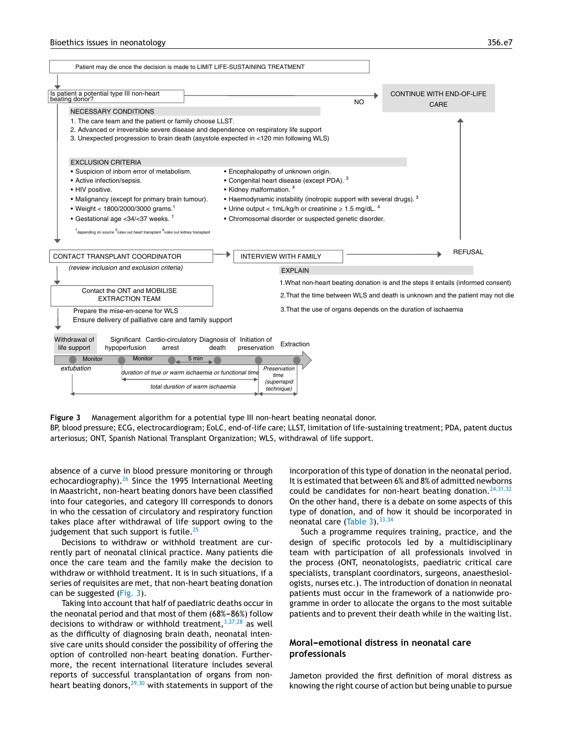Patient may die once the decision is made to LIMIT LIFE-SUSTAINING TREATMENT

Is patient a potential type III non-heart beating donor? → NO → CONTINUE WITH END-OF-LIFE CARE

NECESSARY CONDITIONS

1. The care team and the patient or family choose LLST.
2. Advanced or irreversible severe disease and dependence on respiratory life support
3. Unexpected progression to brain death (asystole expected in <120 min following WLS)

EXCLUSION CRITERIA

- Suspicion of inborn error of metabolism.
- Active infection/sepsis.
- HIV positive.
- Malignancy (except for primary brain tumour).
- Weight < 1800/2000/3000 grams.[1]
- Gestational age <34/<37 weeks.[1]
- Encephalopathy of unknown origin.
- Congenital heart disease (except PDA).[3]
- Kidney malformation.[4]
- Haemodynamic instability (inotropic support with several drugs).[3]
- Urine output < 1mL/kg/h or creatinine ≥ 1.5 mg/dL.[4]
- Chromosomal disorder or suspected genetic disorder.

[1]depending on source [3]rules out heart transplant [4]rules out kidney transplant

CONTACT TRANSPLANT COORDINATOR → INTERVIEW WITH FAMILY → REFUSAL

*(review inclusion and exclusion criteria)*

EXPLAIN

1. What non-heart beating donation is and the steps it entails (informed consent)
2. That the time between WLS and death is unknown and the patient may not die
3. That the use of organs depends on the duration of ischaemia

Contact the ONT and MOBILISE EXTRACTION TEAM

Prepare the mise-en-scene for WLS
Ensure delivery of palliative care and family support

Withdrawal of life support — Significant hypoperfusion — Cardio-circulatory arrest — Diagnosis of death — Initiation of preservation — Extraction

Monitor — Monitor — 5 min

*extubation*

*duration of true or warm ischaemia or functional time*

*total duration of warm ischaemia*

*Preservation time (superrapid technique)*

**Figure 3** Management algorithm for a potential type III non-heart beating neonatal donor.
BP, blood pressure; ECG, electrocardiogram; EoLC, end-of-life care; LLST, limitation of life-sustaining treatment; PDA, patent ductus arteriosus; ONT, Spanish National Transplant Organization; WLS, withdrawal of life support.

absence of a curve in blood pressure monitoring or through echocardiography).[26] Since the 1995 International Meeting in Maastricht, non-heart beating donors have been classified into four categories, and category III corresponds to donors in who the cessation of circulatory and respiratory function takes place after withdrawal of life support owing to the judgement that such support is futile.[25]

Decisions to withdraw or withhold treatment are currently part of neonatal clinical practice. Many patients die once the care team and the family make the decision to withdraw or withhold treatment. It is in such situations, if a series of requisites are met, that non-heart beating donation can be suggested (Fig. 3).

Taking into account that half of paediatric deaths occur in the neonatal period and that most of them (68%–86%) follow decisions to withdraw or withhold treatment,[3,27,28] as well as the difficulty of diagnosing brain death, neonatal intensive care units should consider the possibility of offering the option of controlled non-heart beating donation. Furthermore, the recent international literature includes several reports of successful transplantation of organs from non-heart beating donors,[29,30] with statements in support of the incorporation of this type of donation in the neonatal period. It is estimated that between 6% and 8% of admitted newborns could be candidates for non-heart beating donation.[24,31,32] On the other hand, there is a debate on some aspects of this type of donation, and of how it should be incorporated in neonatal care (Table 3).[33,34]

Such a programme requires training, practice, and the design of specific protocols led by a multidisciplinary team with participation of all professionals involved in the process (ONT, neonatologists, paediatric critical care specialists, transplant coordinators, surgeons, anaesthesiologists, nurses etc.). The introduction of donation in neonatal patients must occur in the framework of a nationwide programme in order to allocate the organs to the most suitable patients and to prevent their death while in the waiting list.

## Moral–emotional distress in neonatal care professionals

Jameton provided the first definition of moral distress as knowing the right course of action but being unable to pursue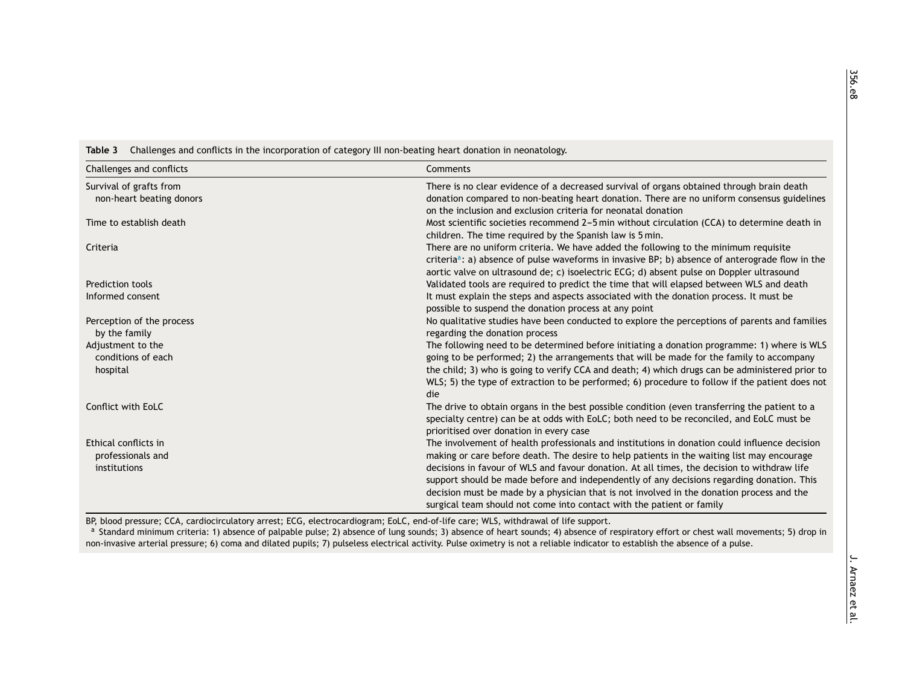**Table 3** Challenges and conflicts in the incorporation of category III non-beating heart donation in neonatology.

| Challenges and conflicts | Comments |
|---|---|
| Survival of grafts from non-heart beating donors | There is no clear evidence of a decreased survival of organs obtained through brain death donation compared to non-beating heart donation. There are no uniform consensus guidelines on the inclusion and exclusion criteria for neonatal donation |
| Time to establish death | Most scientific societies recommend 2–5 min without circulation (CCA) to determine death in children. The time required by the Spanish law is 5 min. |
| Criteria | There are no uniform criteria. We have added the following to the minimum requisite criteria[a]: a) absence of pulse waveforms in invasive BP; b) absence of anterograde flow in the aortic valve on ultrasound de; c) isoelectric ECG; d) absent pulse on Doppler ultrasound |
| Prediction tools | Validated tools are required to predict the time that will elapsed between WLS and death |
| Informed consent | It must explain the steps and aspects associated with the donation process. It must be possible to suspend the donation process at any point |
| Perception of the process by the family | No qualitative studies have been conducted to explore the perceptions of parents and families regarding the donation process |
| Adjustment to the conditions of each hospital | The following need to be determined before initiating a donation programme: 1) where is WLS going to be performed; 2) the arrangements that will be made for the family to accompany the child; 3) who is going to verify CCA and death; 4) which drugs can be administered prior to WLS; 5) the type of extraction to be performed; 6) procedure to follow if the patient does not die |
| Conflict with EoLC | The drive to obtain organs in the best possible condition (even transferring the patient to a specialty centre) can be at odds with EoLC; both need to be reconciled, and EoLC must be prioritised over donation in every case |
| Ethical conflicts in professionals and institutions | The involvement of health professionals and institutions in donation could influence decision making or care before death. The desire to help patients in the waiting list may encourage decisions in favour of WLS and favour donation. At all times, the decision to withdraw life support should be made before and independently of any decisions regarding donation. This decision must be made by a physician that is not involved in the donation process and the surgical team should not come into contact with the patient or family |

BP, blood pressure; CCA, cardiocirculatory arrest; ECG, electrocardiogram; EoLC, end-of-life care; WLS, withdrawal of life support.

[a] Standard minimum criteria: 1) absence of palpable pulse; 2) absence of lung sounds; 3) absence of heart sounds; 4) absence of respiratory effort or chest wall movements; 5) drop in non-invasive arterial pressure; 6) coma and dilated pupils; 7) pulseless electrical activity. Pulse oximetry is not a reliable indicator to establish the absence of a pulse.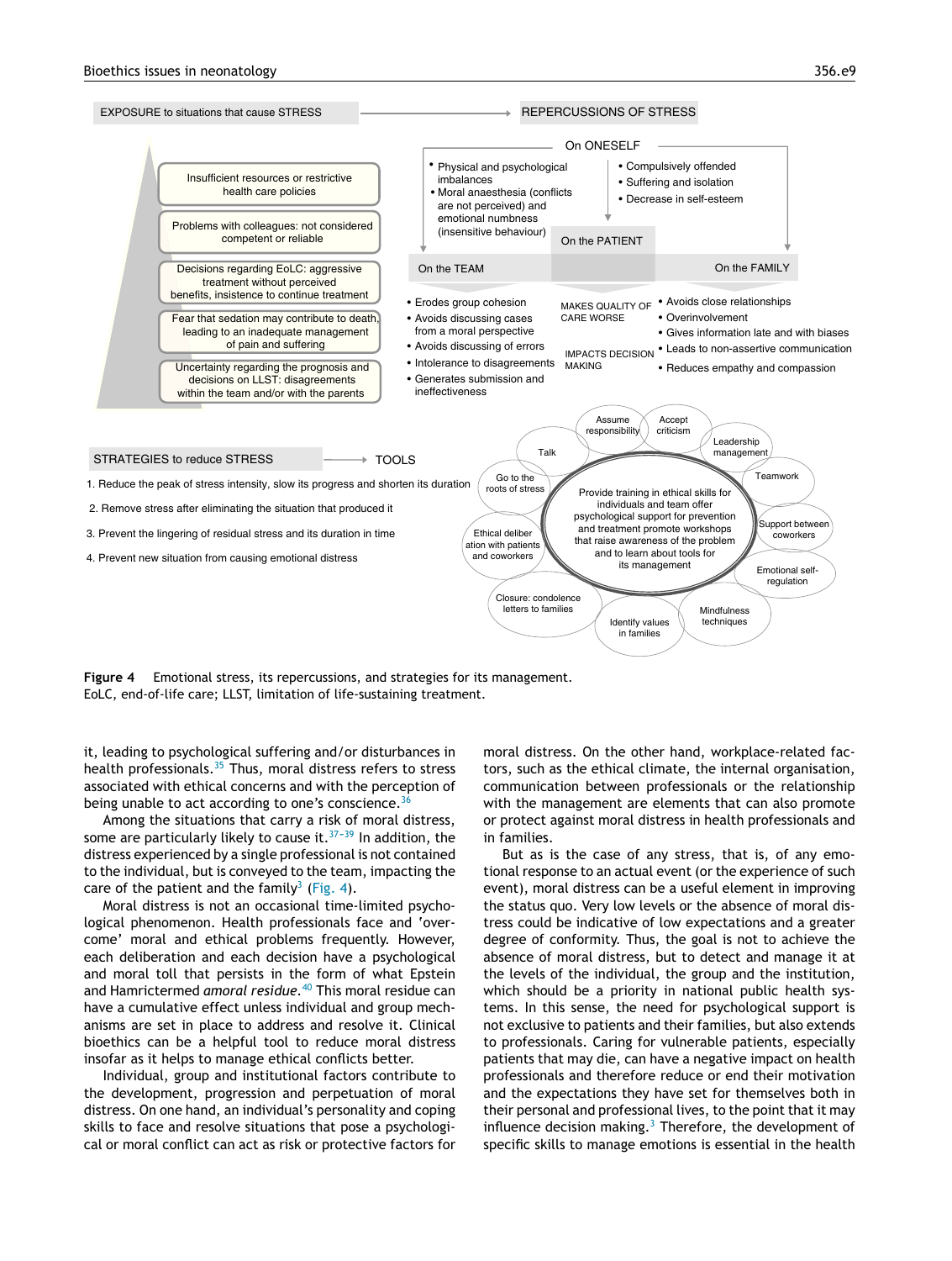EXPOSURE to situations that cause STRESS → REPERCUSSIONS OF STRESS

- Insufficient resources or restrictive health care policies
- Problems with colleagues: not considered competent or reliable
- Decisions regarding EoLC: aggressive treatment without perceived benefits, insistence to continue treatment
- Fear that sedation may contribute to death, leading to an inadequate management of pain and suffering
- Uncertainty regarding the prognosis and decisions on LLST: disagreements within the team and/or with the parents

On ONESELF

- Physical and psychological imbalances
- Moral anaesthesia (conflicts are not perceived) and emotional numbness (insensitive behaviour)
- Compulsively offended
- Suffering and isolation
- Decrease in self-esteem

On the TEAM

- Erodes group cohesion
- Avoids discussing cases from a moral perspective
- Avoids discussing of errors
- Intolerance to disagreements
- Generates submission and ineffectiveness

On the PATIENT

- MAKES QUALITY OF CARE WORSE
- IMPACTS DECISION MAKING

On the FAMILY

- Avoids close relationships
- Overinvolvement
- Gives information late and with biases
- Leads to non-assertive communication
- Reduces empathy and compassion

STRATEGIES to reduce STRESS → TOOLS

1. Reduce the peak of stress intensity, slow its progress and shorten its duration
2. Remove stress after eliminating the situation that produced it
3. Prevent the lingering of residual stress and its duration in time
4. Prevent new situation from causing emotional distress

Provide training in ethical skills for individuals and team offer psychological support for prevention and treatment promote workshops that raise awareness of the problem and to learn about tools for its management

Talk; Assume responsibility; Accept criticism; Leadership management; Teamwork; Support between coworkers; Emotional self-regulation; Mindfulness techniques; Identify values in families; Closure: condolence letters to families; Ethical deliberation with patients and coworkers; Go to the roots of stress

**Figure 4** Emotional stress, its repercussions, and strategies for its management. EoLC, end-of-life care; LLST, limitation of life-sustaining treatment.

it, leading to psychological suffering and/or disturbances in health professionals.[35] Thus, moral distress refers to stress associated with ethical concerns and with the perception of being unable to act according to one's conscience.[36]

Among the situations that carry a risk of moral distress, some are particularly likely to cause it.[37–39] In addition, the distress experienced by a single professional is not contained to the individual, but is conveyed to the team, impacting the care of the patient and the family[3] (Fig. 4).

Moral distress is not an occasional time-limited psychological phenomenon. Health professionals face and 'overcome' moral and ethical problems frequently. However, each deliberation and each decision have a psychological and moral toll that persists in the form of what Epstein and Hamric termed *amoral residue*.[40] This moral residue can have a cumulative effect unless individual and group mechanisms are set in place to address and resolve it. Clinical bioethics can be a helpful tool to reduce moral distress insofar as it helps to manage ethical conflicts better.

Individual, group and institutional factors contribute to the development, progression and perpetuation of moral distress. On one hand, an individual's personality and coping skills to face and resolve situations that pose a psychological or moral conflict can act as risk or protective factors for moral distress. On the other hand, workplace-related factors, such as the ethical climate, the internal organisation, communication between professionals or the relationship with the management are elements that can also promote or protect against moral distress in health professionals and in families.

But as is the case of any stress, that is, of any emotional response to an actual event (or the experience of such event), moral distress can be a useful element in improving the status quo. Very low levels or the absence of moral distress could be indicative of low expectations and a greater degree of conformity. Thus, the goal is not to achieve the absence of moral distress, but to detect and manage it at the levels of the individual, the group and the institution, which should be a priority in national public health systems. In this sense, the need for psychological support is not exclusive to patients and their families, but also extends to professionals. Caring for vulnerable patients, especially patients that may die, can have a negative impact on health professionals and therefore reduce or end their motivation and the expectations they have set for themselves both in their personal and professional lives, to the point that it may influence decision making.[3] Therefore, the development of specific skills to manage emotions is essential in the health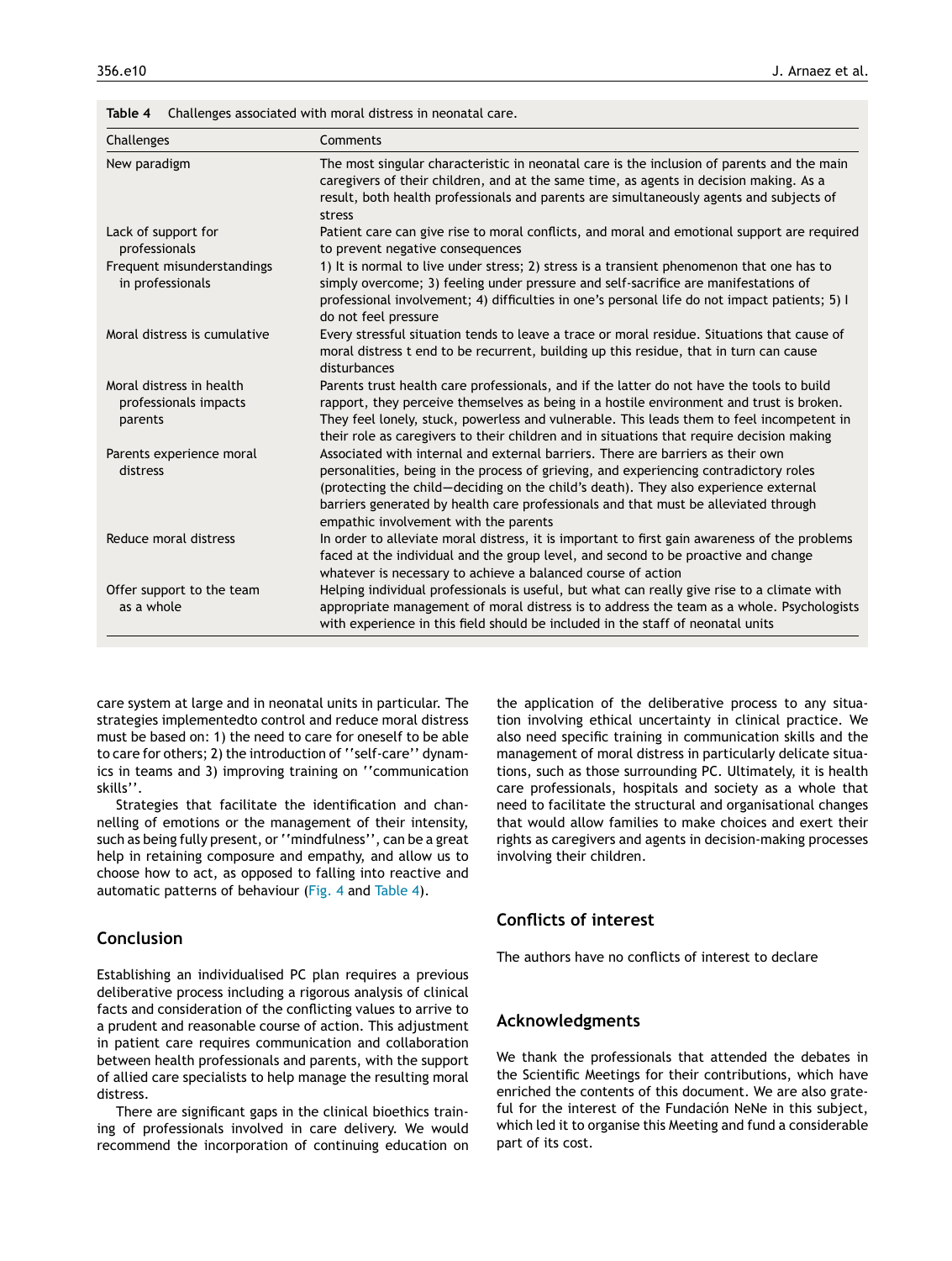**Table 4** Challenges associated with moral distress in neonatal care.

| Challenges | Comments |
|---|---|
| New paradigm | The most singular characteristic in neonatal care is the inclusion of parents and the main caregivers of their children, and at the same time, as agents in decision making. As a result, both health professionals and parents are simultaneously agents and subjects of stress |
| Lack of support for professionals | Patient care can give rise to moral conflicts, and moral and emotional support are required to prevent negative consequences |
| Frequent misunderstandings in professionals | 1) It is normal to live under stress; 2) stress is a transient phenomenon that one has to simply overcome; 3) feeling under pressure and self-sacrifice are manifestations of professional involvement; 4) difficulties in one's personal life do not impact patients; 5) I do not feel pressure |
| Moral distress is cumulative | Every stressful situation tends to leave a trace or moral residue. Situations that cause of moral distress t end to be recurrent, building up this residue, that in turn can cause disturbances |
| Moral distress in health professionals impacts parents | Parents trust health care professionals, and if the latter do not have the tools to build rapport, they perceive themselves as being in a hostile environment and trust is broken. They feel lonely, stuck, powerless and vulnerable. This leads them to feel incompetent in their role as caregivers to their children and in situations that require decision making |
| Parents experience moral distress | Associated with internal and external barriers. There are barriers as their own personalities, being in the process of grieving, and experiencing contradictory roles (protecting the child—deciding on the child's death). They also experience external barriers generated by health care professionals and that must be alleviated through empathic involvement with the parents |
| Reduce moral distress | In order to alleviate moral distress, it is important to first gain awareness of the problems faced at the individual and the group level, and second to be proactive and change whatever is necessary to achieve a balanced course of action |
| Offer support to the team as a whole | Helping individual professionals is useful, but what can really give rise to a climate with appropriate management of moral distress is to address the team as a whole. Psychologists with experience in this field should be included in the staff of neonatal units |

care system at large and in neonatal units in particular. The strategies implementedto control and reduce moral distress must be based on: 1) the need to care for oneself to be able to care for others; 2) the introduction of ''self-care'' dynamics in teams and 3) improving training on ''communication skills''.

Strategies that facilitate the identification and channelling of emotions or the management of their intensity, such as being fully present, or ''mindfulness'', can be a great help in retaining composure and empathy, and allow us to choose how to act, as opposed to falling into reactive and automatic patterns of behaviour (Fig. 4 and Table 4).

## Conclusion

Establishing an individualised PC plan requires a previous deliberative process including a rigorous analysis of clinical facts and consideration of the conflicting values to arrive to a prudent and reasonable course of action. This adjustment in patient care requires communication and collaboration between health professionals and parents, with the support of allied care specialists to help manage the resulting moral distress.

There are significant gaps in the clinical bioethics training of professionals involved in care delivery. We would recommend the incorporation of continuing education on the application of the deliberative process to any situation involving ethical uncertainty in clinical practice. We also need specific training in communication skills and the management of moral distress in particularly delicate situations, such as those surrounding PC. Ultimately, it is health care professionals, hospitals and society as a whole that need to facilitate the structural and organisational changes that would allow families to make choices and exert their rights as caregivers and agents in decision-making processes involving their children.

## Conflicts of interest

The authors have no conflicts of interest to declare

## Acknowledgments

We thank the professionals that attended the debates in the Scientific Meetings for their contributions, which have enriched the contents of this document. We are also grateful for the interest of the Fundación NeNe in this subject, which led it to organise this Meeting and fund a considerable part of its cost.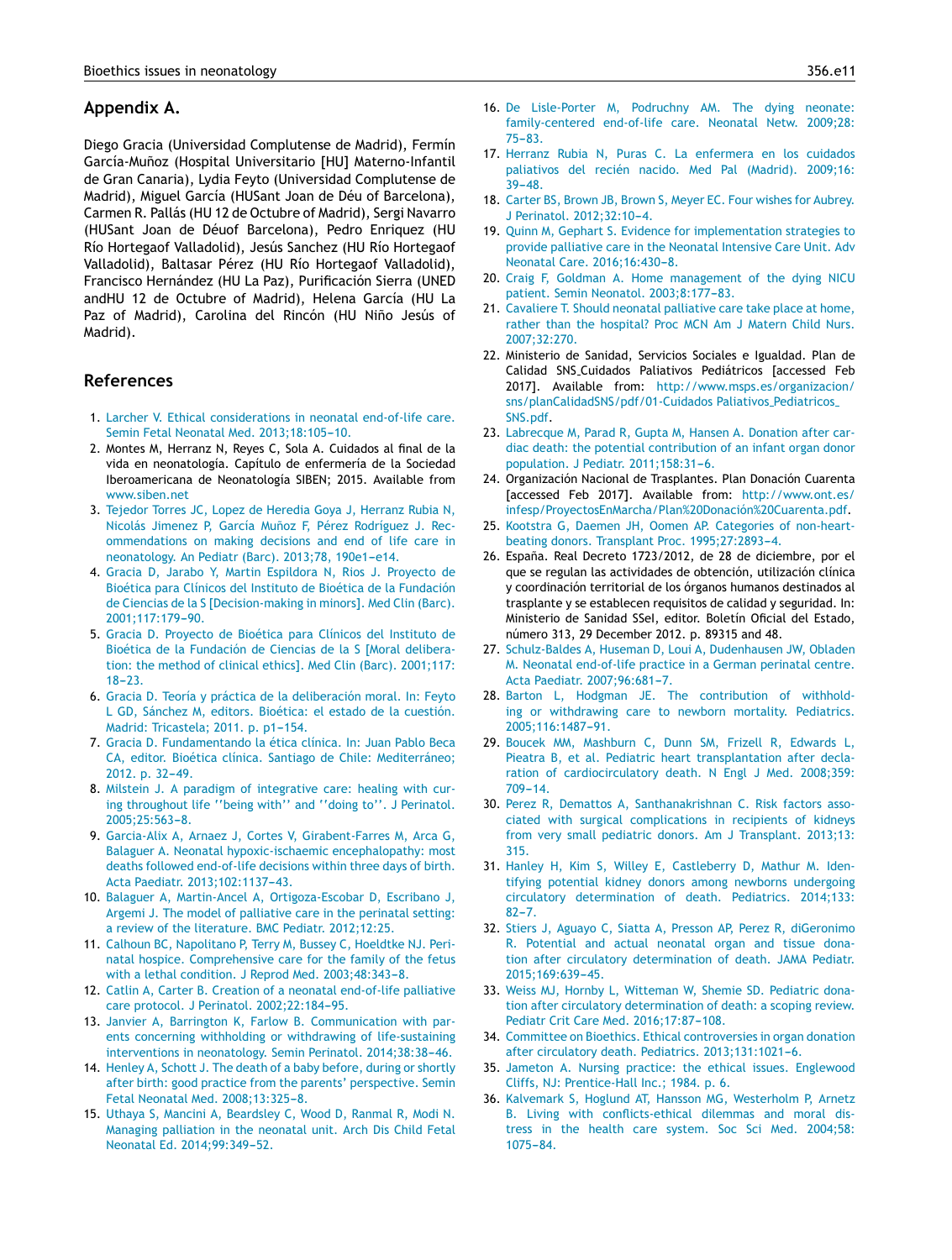## Appendix A.

Diego Gracia (Universidad Complutense de Madrid), Fermín García-Muñoz (Hospital Universitario [HU] Materno-Infantil de Gran Canaria), Lydia Feyto (Universidad Complutense de Madrid), Miguel García (HUSant Joan de Déu of Barcelona), Carmen R. Pallás (HU 12 de Octubre of Madrid), Sergi Navarro (HUSant Joan de Déuof Barcelona), Pedro Enriquez (HU Río Hortegaof Valladolid), Jesús Sanchez (HU Río Hortegaof Valladolid), Baltasar Pérez (HU Río Hortegaof Valladolid), Francisco Hernández (HU La Paz), Purificación Sierra (UNED andHU 12 de Octubre of Madrid), Helena García (HU La Paz of Madrid), Carolina del Rincón (HU Niño Jesús of Madrid).

## References

1. Larcher V. Ethical considerations in neonatal end-of-life care. Semin Fetal Neonatal Med. 2013;18:105–10.
2. Montes M, Herranz N, Reyes C, Sola A. Cuidados al final de la vida en neonatología. Capítulo de enfermería de la Sociedad Iberoamericana de Neonatología SIBEN; 2015. Available from www.siben.net
3. Tejedor Torres JC, Lopez de Heredia Goya J, Herranz Rubia N, Nicolás Jimenez P, García Muñoz F, Pérez Rodríguez J. Recommendations on making decisions and end of life care in neonatology. An Pediatr (Barc). 2013;78, 190e1–e14.
4. Gracia D, Jarabo Y, Martin Espildora N, Rios J. Proyecto de Bioética para Clínicos del Instituto de Bioética de la Fundación de Ciencias de la S [Decision-making in minors]. Med Clin (Barc). 2001;117:179–90.
5. Gracia D. Proyecto de Bioética para Clínicos del Instituto de Bioética de la Fundación de Ciencias de la S [Moral deliberation: the method of clinical ethics]. Med Clin (Barc). 2001;117: 18–23.
6. Gracia D. Teoría y práctica de la deliberación moral. In: Feyto L GD, Sánchez M, editors. Bioética: el estado de la cuestión. Madrid: Tricastela; 2011. p. p1–154.
7. Gracia D. Fundamentando la ética clínica. In: Juan Pablo Beca CA, editor. Bioética clínica. Santiago de Chile: Mediterráneo; 2012. p. 32–49.
8. Milstein J. A paradigm of integrative care: healing with curing throughout life ''being with'' and ''doing to''. J Perinatol. 2005;25:563–8.
9. Garcia-Alix A, Arnaez J, Cortes V, Girabent-Farres M, Arca G, Balaguer A. Neonatal hypoxic-ischaemic encephalopathy: most deaths followed end-of-life decisions within three days of birth. Acta Paediatr. 2013;102:1137–43.
10. Balaguer A, Martin-Ancel A, Ortigoza-Escobar D, Escribano J, Argemi J. The model of palliative care in the perinatal setting: a review of the literature. BMC Pediatr. 2012;12:25.
11. Calhoun BC, Napolitano P, Terry M, Bussey C, Hoeldtke NJ. Perinatal hospice. Comprehensive care for the family of the fetus with a lethal condition. J Reprod Med. 2003;48:343–8.
12. Catlin A, Carter B. Creation of a neonatal end-of-life palliative care protocol. J Perinatol. 2002;22:184–95.
13. Janvier A, Barrington K, Farlow B. Communication with parents concerning withholding or withdrawing of life-sustaining interventions in neonatology. Semin Perinatol. 2014;38:38–46.
14. Henley A, Schott J. The death of a baby before, during or shortly after birth: good practice from the parents' perspective. Semin Fetal Neonatal Med. 2008;13:325–8.
15. Uthaya S, Mancini A, Beardsley C, Wood D, Ranmal R, Modi N. Managing palliation in the neonatal unit. Arch Dis Child Fetal Neonatal Ed. 2014;99:349–52.
16. De Lisle-Porter M, Podruchny AM. The dying neonate: family-centered end-of-life care. Neonatal Netw. 2009;28: 75–83.
17. Herranz Rubia N, Puras C. La enfermera en los cuidados paliativos del recién nacido. Med Pal (Madrid). 2009;16: 39–48.
18. Carter BS, Brown JB, Brown S, Meyer EC. Four wishes for Aubrey. J Perinatol. 2012;32:10–4.
19. Quinn M, Gephart S. Evidence for implementation strategies to provide palliative care in the Neonatal Intensive Care Unit. Adv Neonatal Care. 2016;16:430–8.
20. Craig F, Goldman A. Home management of the dying NICU patient. Semin Neonatol. 2003;8:177–83.
21. Cavaliere T. Should neonatal palliative care take place at home, rather than the hospital? Proc MCN Am J Matern Child Nurs. 2007;32:270.
22. Ministerio de Sanidad, Servicios Sociales e Igualdad. Plan de Calidad SNS_Cuidados Paliativos Pediátricos [accessed Feb 2017]. Available from: http://www.msps.es/organizacion/sns/planCalidadSNS/pdf/01-Cuidados Paliativos_Pediatricos_SNS.pdf.
23. Labrecque M, Parad R, Gupta M, Hansen A. Donation after cardiac death: the potential contribution of an infant organ donor population. J Pediatr. 2011;158:31–6.
24. Organización Nacional de Trasplantes. Plan Donación Cuarenta [accessed Feb 2017]. Available from: http://www.ont.es/infesp/ProyectosEnMarcha/Plan%20Donación%20Cuarenta.pdf.
25. Kootstra G, Daemen JH, Oomen AP. Categories of non-heart-beating donors. Transplant Proc. 1995;27:2893–4.
26. España. Real Decreto 1723/2012, de 28 de diciembre, por el que se regulan las actividades de obtención, utilización clínica y coordinación territorial de los órganos humanos destinados al trasplante y se establecen requisitos de calidad y seguridad. In: Ministerio de Sanidad SSeI, editor. Boletín Oficial del Estado, número 313, 29 December 2012. p. 89315 and 48.
27. Schulz-Baldes A, Huseman D, Loui A, Dudenhausen JW, Obladen M. Neonatal end-of-life practice in a German perinatal centre. Acta Paediatr. 2007;96:681–7.
28. Barton L, Hodgman JE. The contribution of withholding or withdrawing care to newborn mortality. Pediatrics. 2005;116:1487–91.
29. Boucek MM, Mashburn C, Dunn SM, Frizell R, Edwards L, Pieatra B, et al. Pediatric heart transplantation after declaration of cardiocirculatory death. N Engl J Med. 2008;359: 709–14.
30. Perez R, Demattos A, Santhanakrishnan C. Risk factors associated with surgical complications in recipients of kidneys from very small pediatric donors. Am J Transplant. 2013;13: 315.
31. Hanley H, Kim S, Willey E, Castleberry D, Mathur M. Identifying potential kidney donors among newborns undergoing circulatory determination of death. Pediatrics. 2014;133: 82–7.
32. Stiers J, Aguayo C, Siatta A, Presson AP, Perez R, diGeronimo R. Potential and actual neonatal organ and tissue donation after circulatory determination of death. JAMA Pediatr. 2015;169:639–45.
33. Weiss MJ, Hornby L, Witteman W, Shemie SD. Pediatric donation after circulatory determination of death: a scoping review. Pediatr Crit Care Med. 2016;17:87–108.
34. Committee on Bioethics. Ethical controversies in organ donation after circulatory death. Pediatrics. 2013;131:1021–6.
35. Jameton A. Nursing practice: the ethical issues. Englewood Cliffs, NJ: Prentice-Hall Inc.; 1984. p. 6.
36. Kalvemark S, Hoglund AT, Hansson MG, Westerholm P, Arnetz B. Living with conflicts-ethical dilemmas and moral distress in the health care system. Soc Sci Med. 2004;58: 1075–84.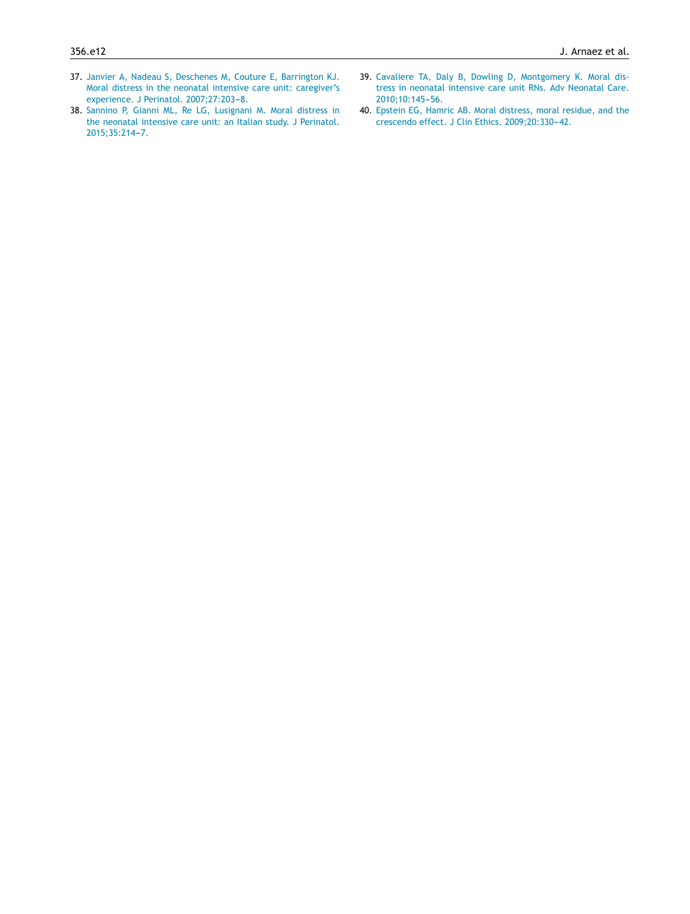37. Janvier A, Nadeau S, Deschenes M, Couture E, Barrington KJ. Moral distress in the neonatal intensive care unit: caregiver's experience. J Perinatol. 2007;27:203–8.
38. Sannino P, Gianni ML, Re LG, Lusignani M. Moral distress in the neonatal intensive care unit: an Italian study. J Perinatol. 2015;35:214–7.
39. Cavaliere TA, Daly B, Dowling D, Montgomery K. Moral distress in neonatal intensive care unit RNs. Adv Neonatal Care. 2010;10:145–56.
40. Epstein EG, Hamric AB. Moral distress, moral residue, and the crescendo effect. J Clin Ethics. 2009;20:330–42.